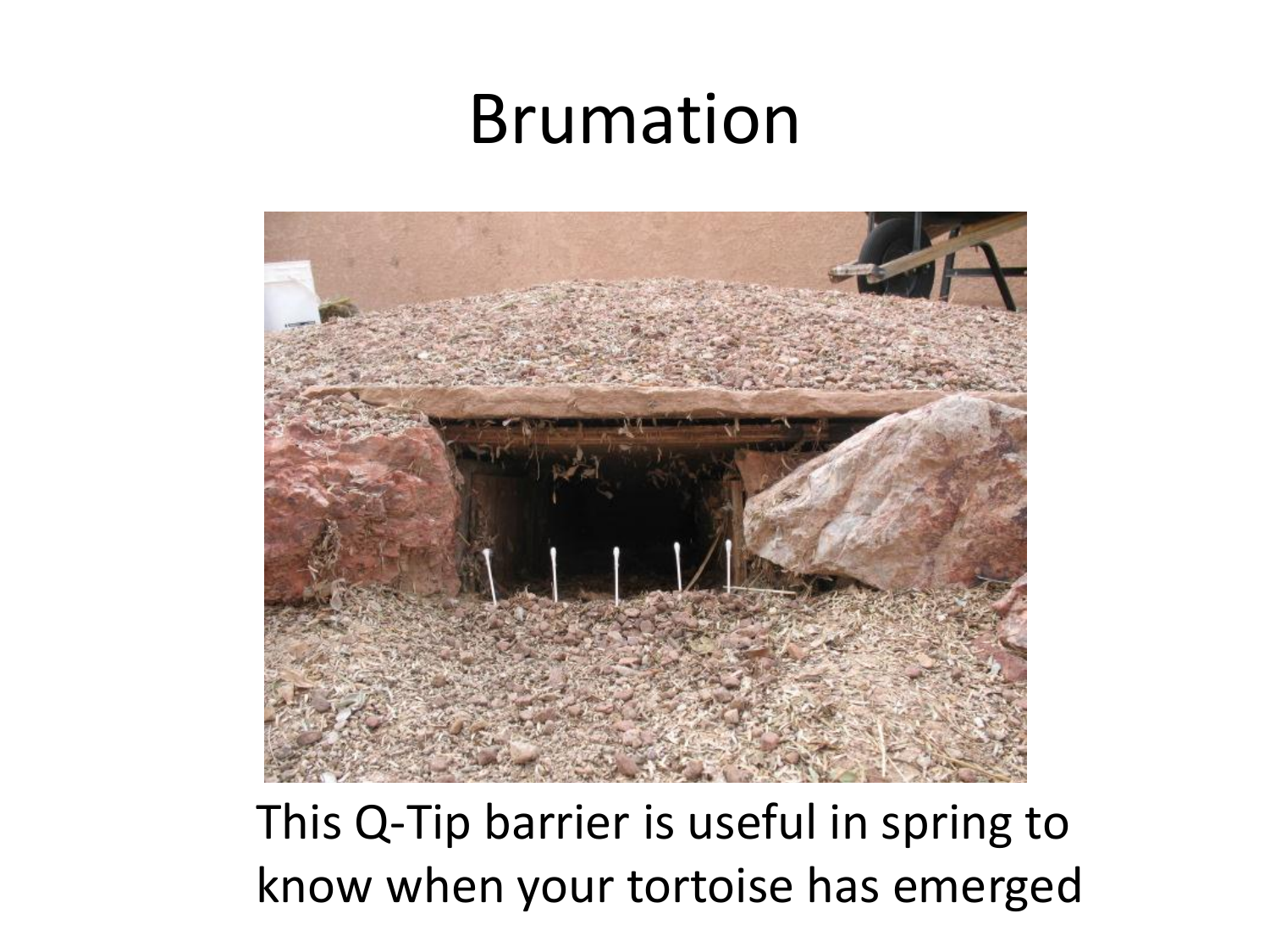# Brumation

This Q-Tip barrier is useful in spring to know when your tortoise has emerged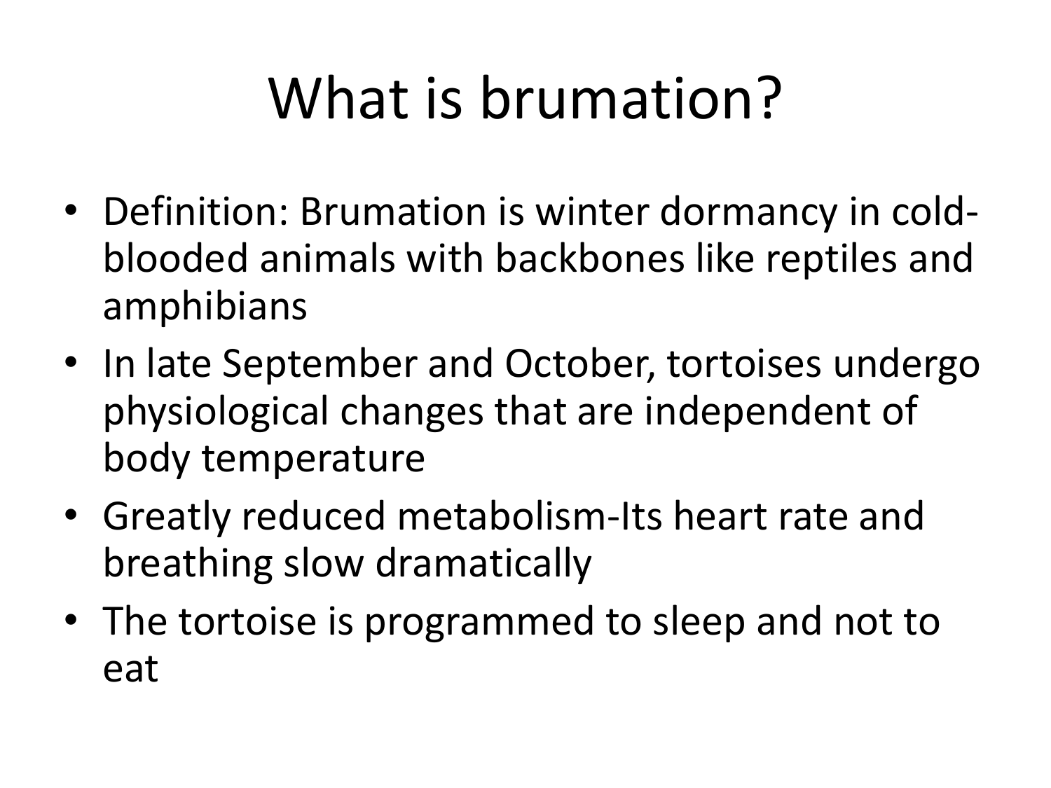# What is brumation?

- Definition: Brumation is winter dormancy in cold-blooded animals with backbones like reptiles and amphibians
- In late September and October, tortoises undergo physiological changes that are independent of body temperature
- Greatly reduced metabolism-Its heart rate and breathing slow dramatically
- The tortoise is programmed to sleep and not to eat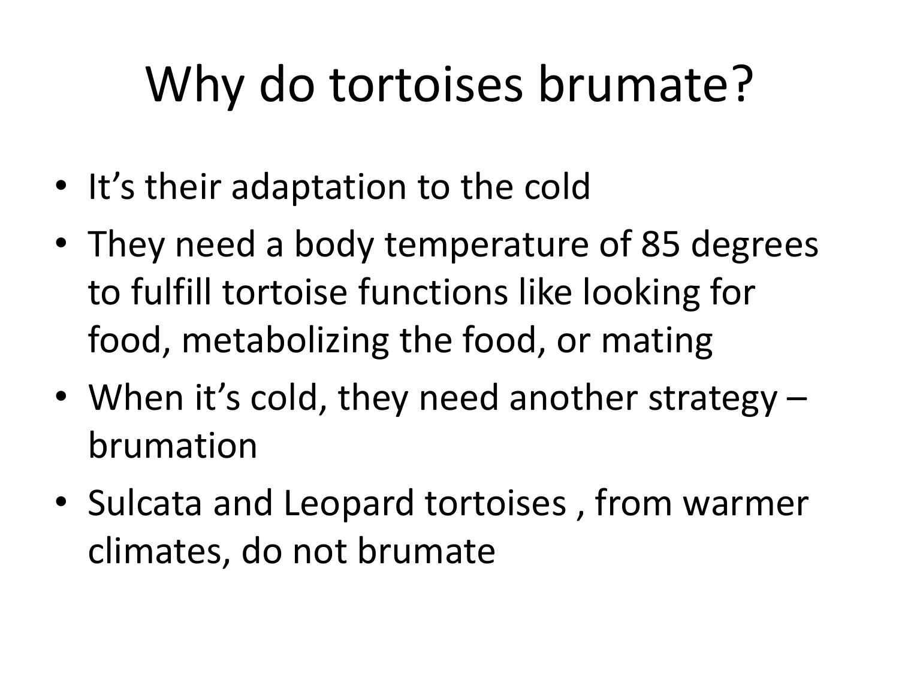# Why do tortoises brumate?

- It's their adaptation to the cold
- They need a body temperature of 85 degrees to fulfill tortoise functions like looking for food, metabolizing the food, or mating
- When it's cold, they need another strategy – brumation
- Sulcata and Leopard tortoises , from warmer climates, do not brumate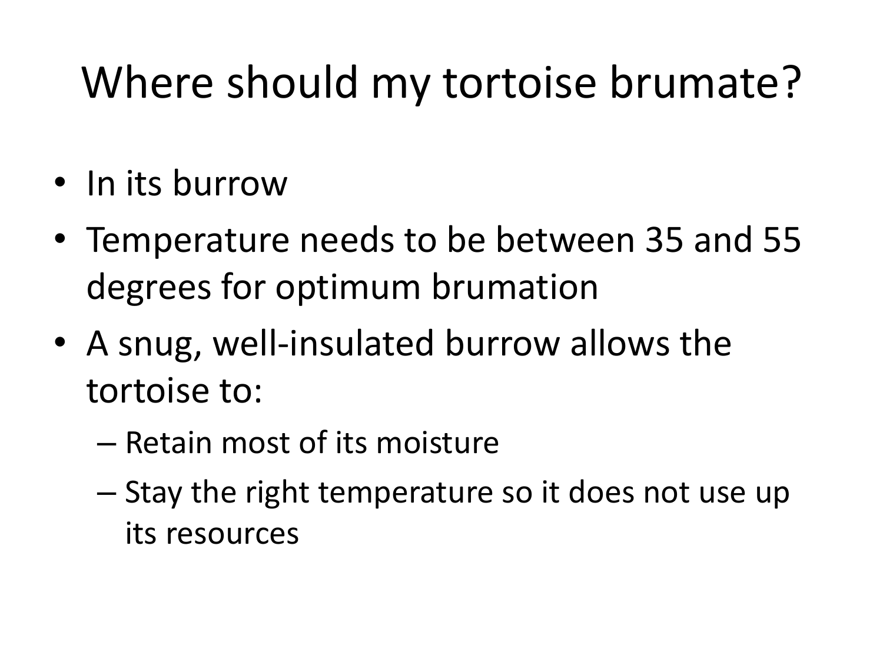# Where should my tortoise brumate?

- In its burrow
- Temperature needs to be between 35 and 55 degrees for optimum brumation
- A snug, well-insulated burrow allows the tortoise to:
  - Retain most of its moisture
  - Stay the right temperature so it does not use up its resources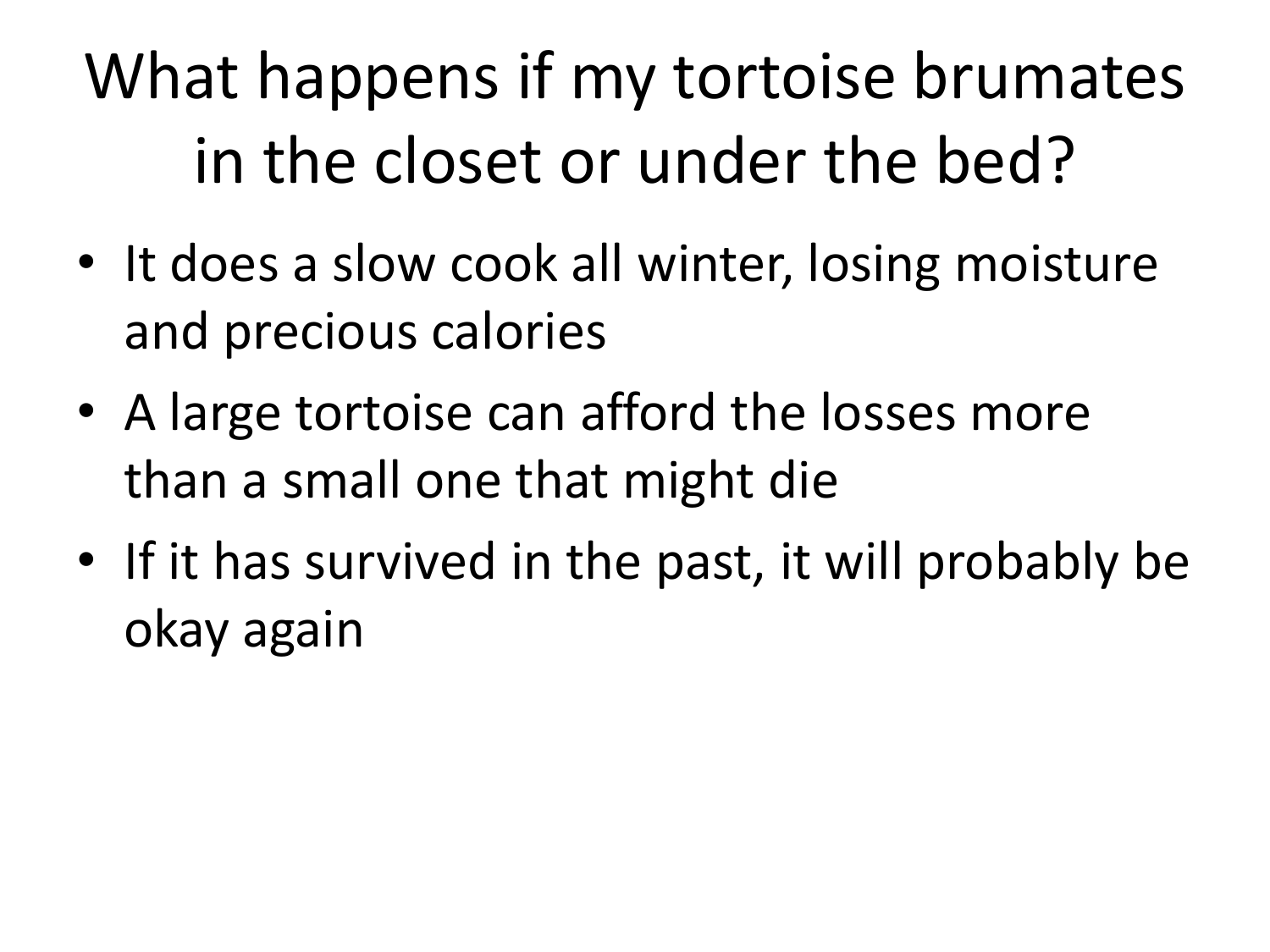# What happens if my tortoise brumates in the closet or under the bed?

- It does a slow cook all winter, losing moisture and precious calories
- A large tortoise can afford the losses more than a small one that might die
- If it has survived in the past, it will probably be okay again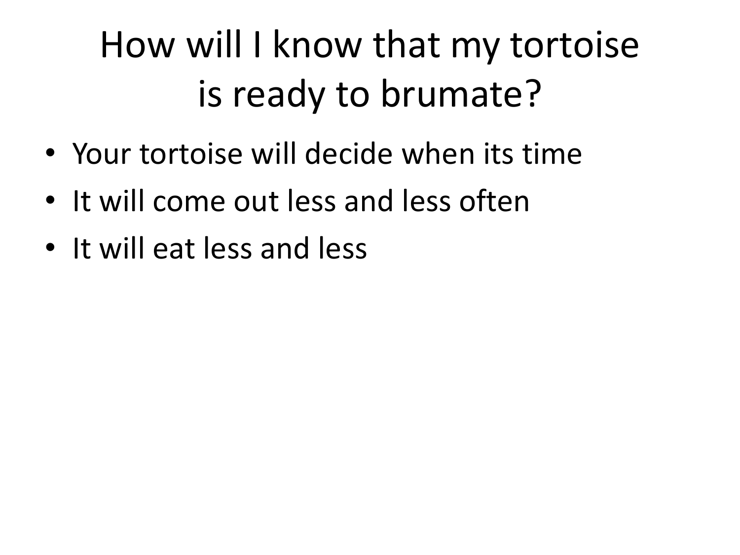# How will I know that my tortoise is ready to brumate?

- Your tortoise will decide when its time
- It will come out less and less often
- It will eat less and less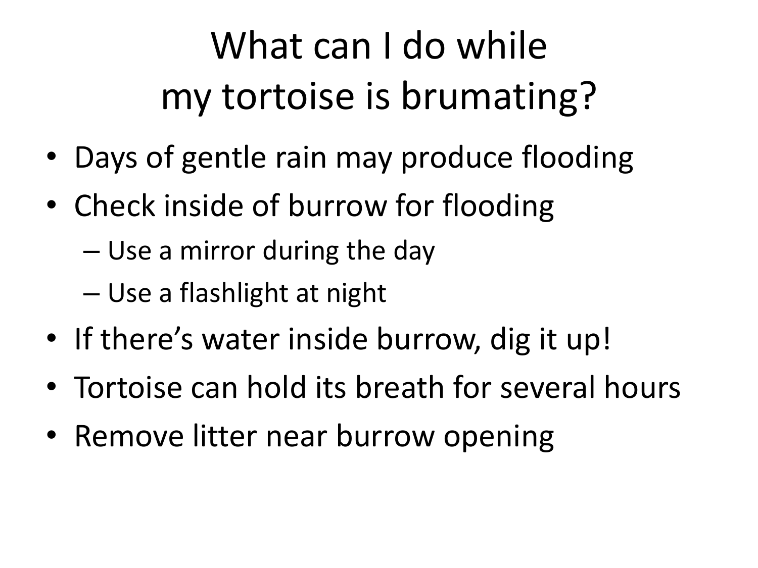# What can I do while my tortoise is brumating?

- Days of gentle rain may produce flooding
- Check inside of burrow for flooding
  - Use a mirror during the day
  - Use a flashlight at night
- If there's water inside burrow, dig it up!
- Tortoise can hold its breath for several hours
- Remove litter near burrow opening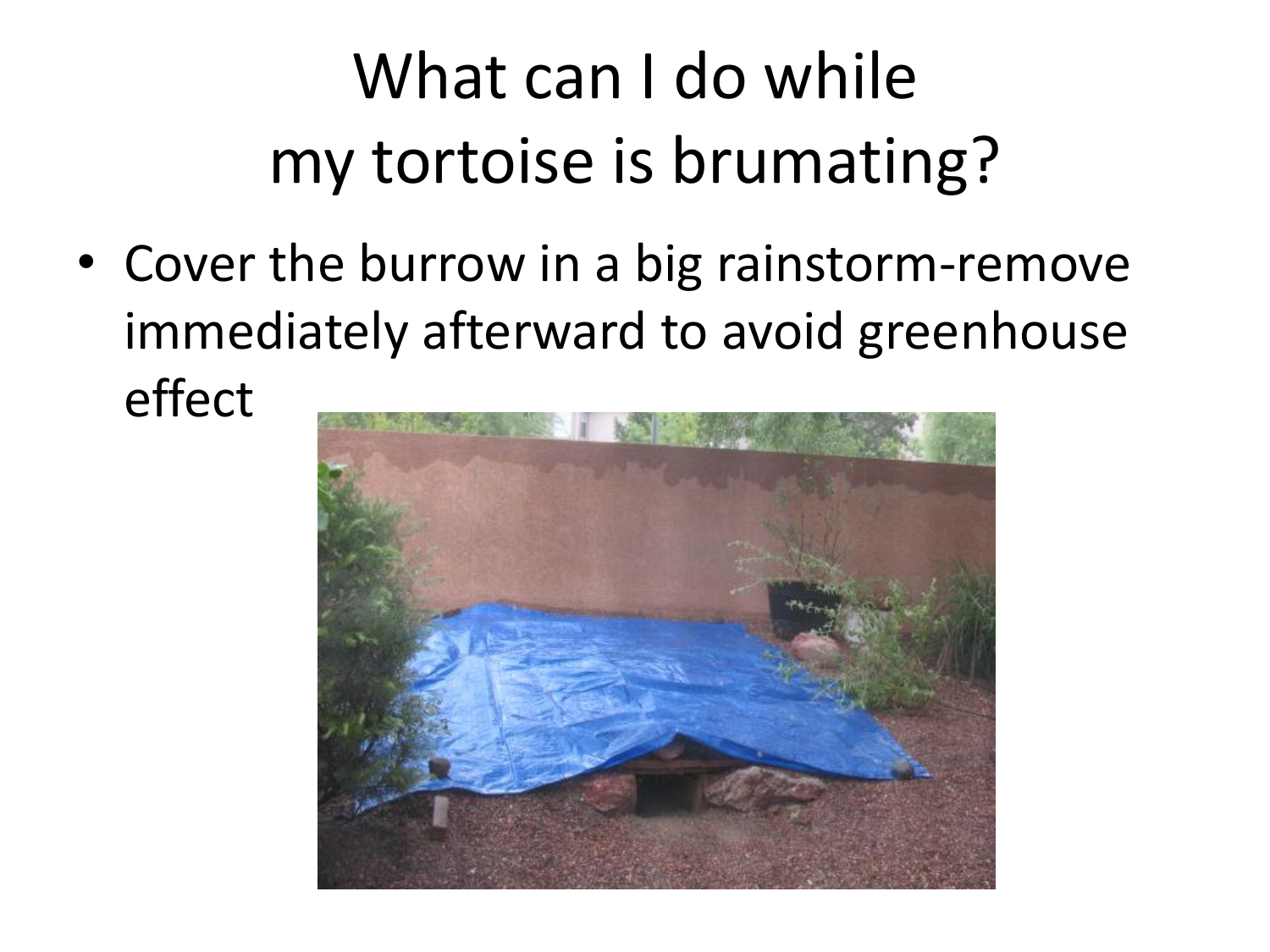# What can I do while my tortoise is brumating?

- Cover the burrow in a big rainstorm-remove immediately afterward to avoid greenhouse effect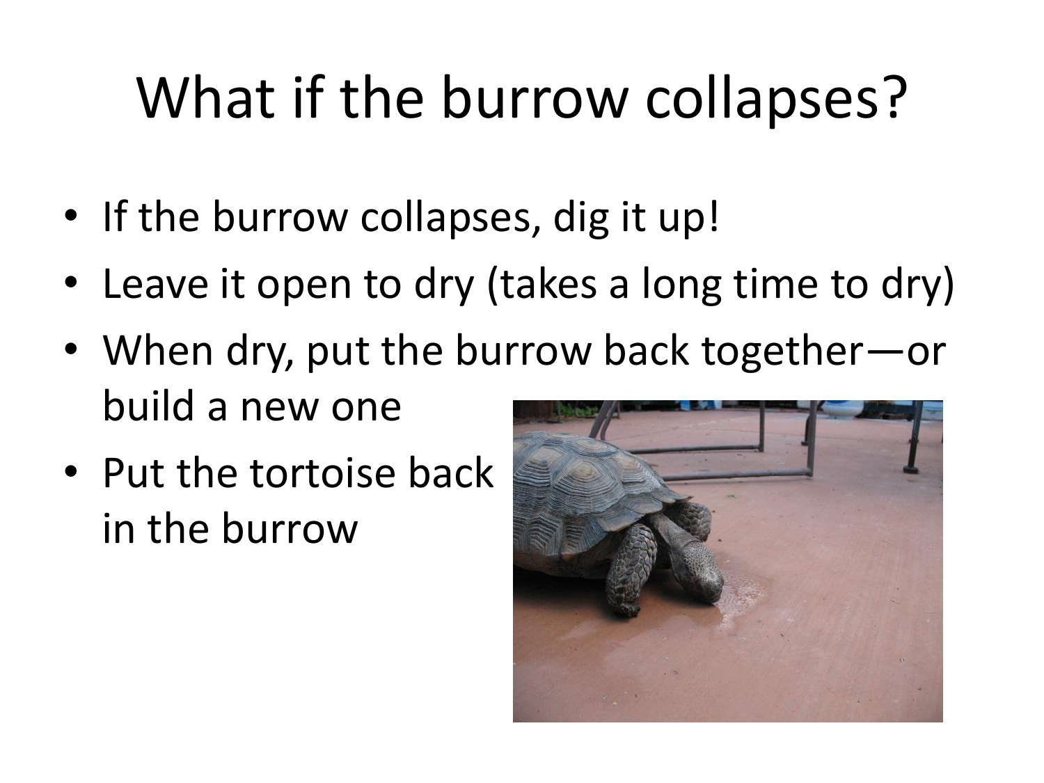# What if the burrow collapses?

- If the burrow collapses, dig it up!
- Leave it open to dry (takes a long time to dry)
- When dry, put the burrow back together—or build a new one
- Put the tortoise back in the burrow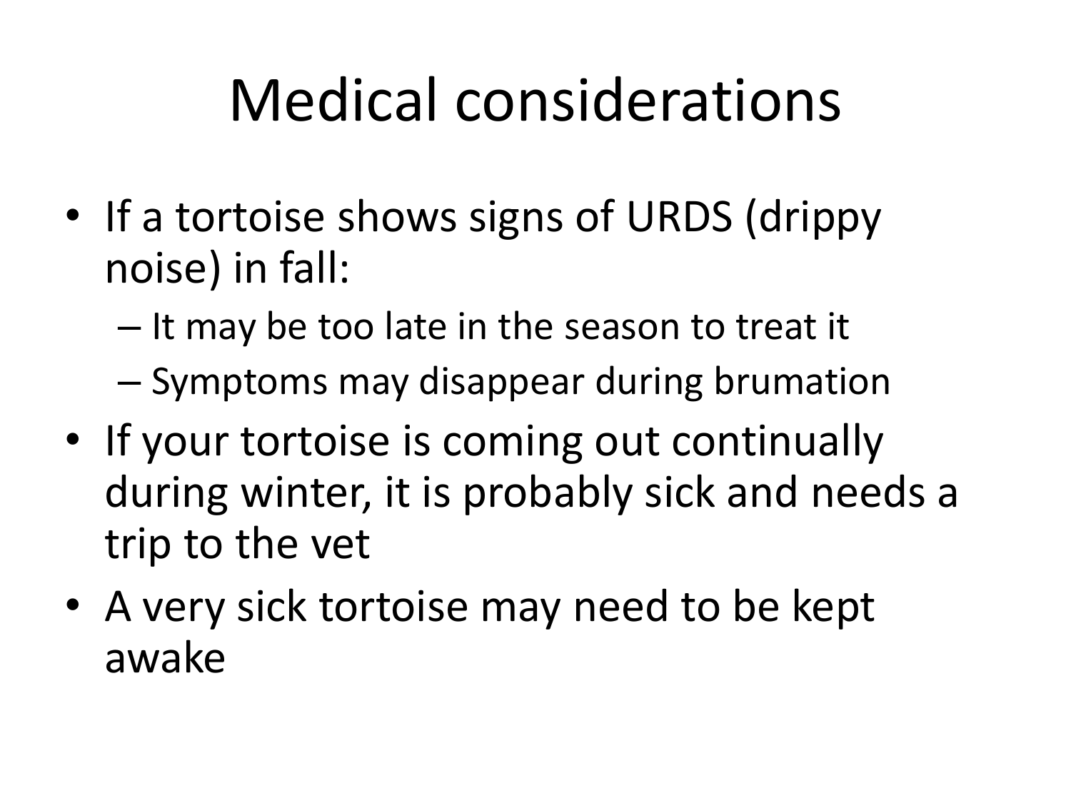# Medical considerations

- If a tortoise shows signs of URDS (drippy noise) in fall:
  - It may be too late in the season to treat it
  - Symptoms may disappear during brumation
- If your tortoise is coming out continually during winter, it is probably sick and needs a trip to the vet
- A very sick tortoise may need to be kept awake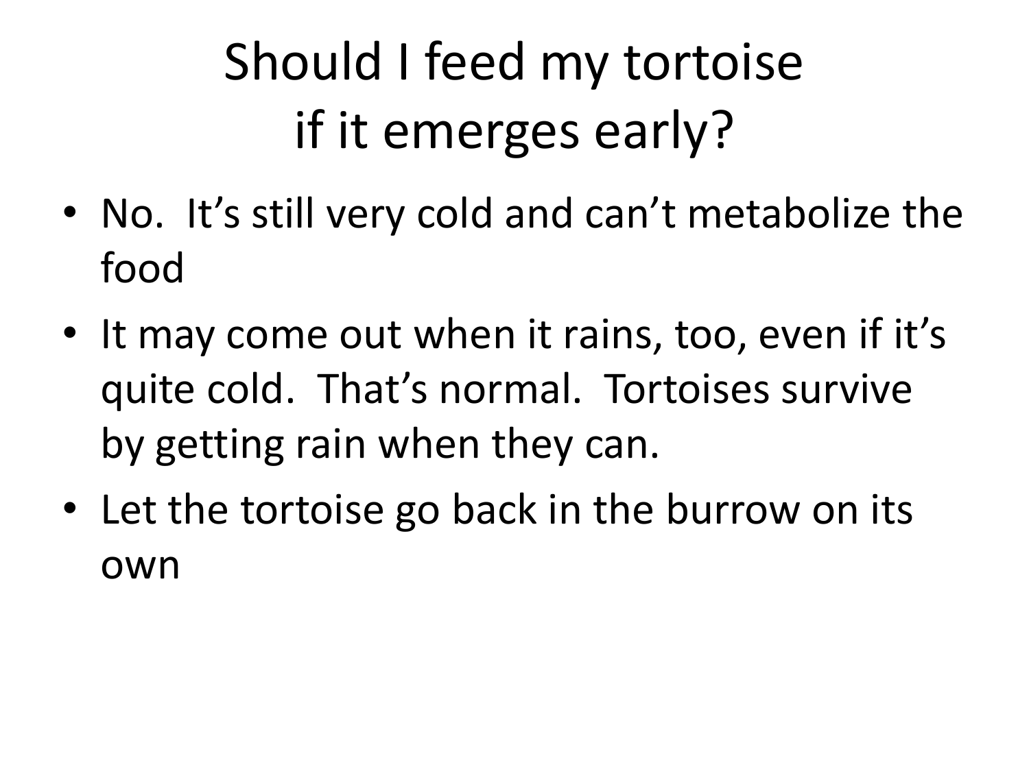# Should I feed my tortoise if it emerges early?

- No. It's still very cold and can't metabolize the food
- It may come out when it rains, too, even if it's quite cold. That's normal. Tortoises survive by getting rain when they can.
- Let the tortoise go back in the burrow on its own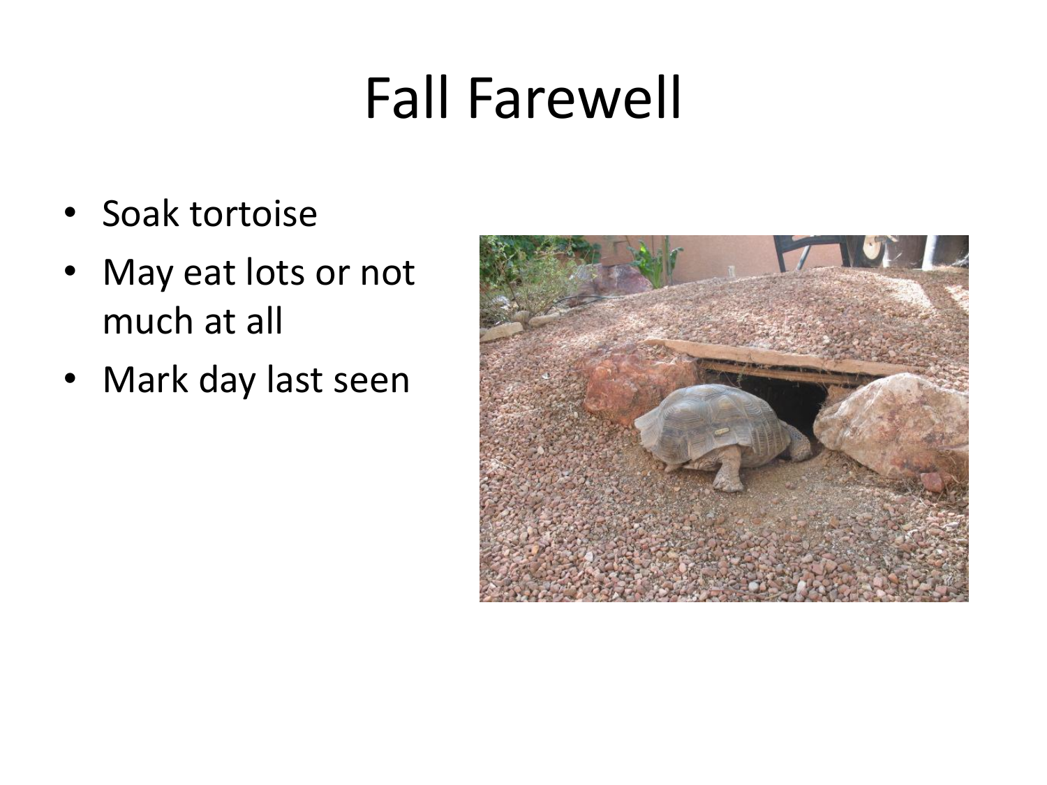# Fall Farewell

- Soak tortoise
- May eat lots or not much at all
- Mark day last seen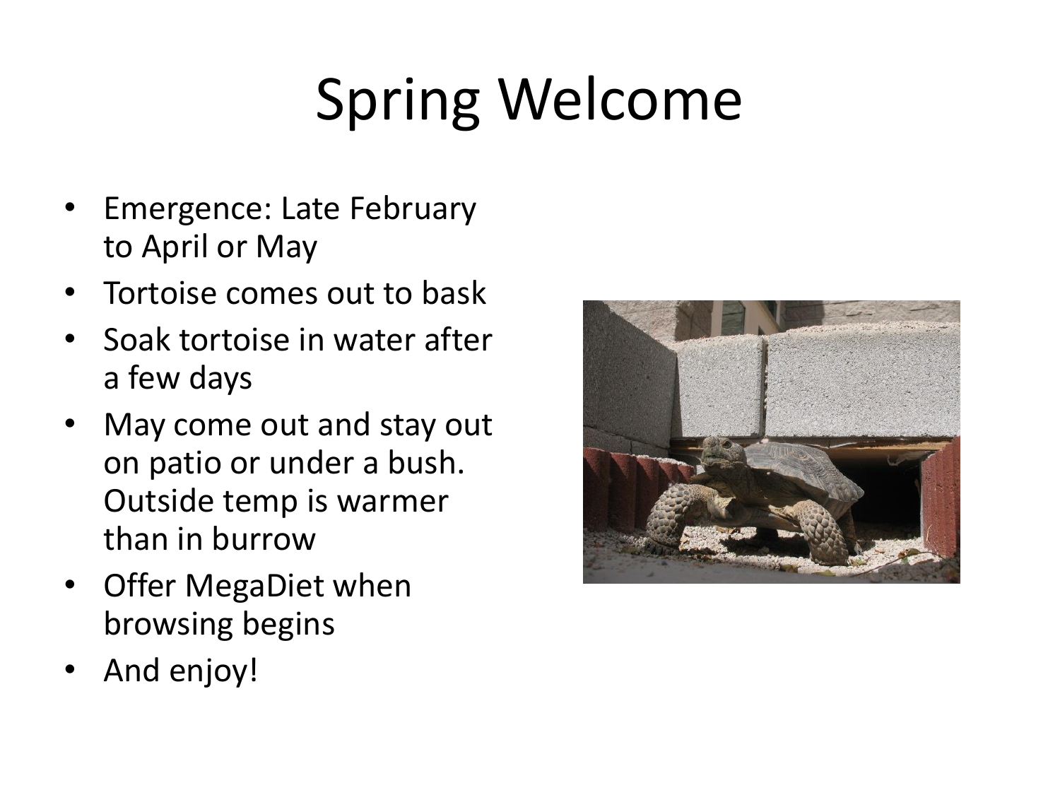# Spring Welcome

- Emergence: Late February to April or May
- Tortoise comes out to bask
- Soak tortoise in water after a few days
- May come out and stay out on patio or under a bush. Outside temp is warmer than in burrow
- Offer MegaDiet when browsing begins
- And enjoy!